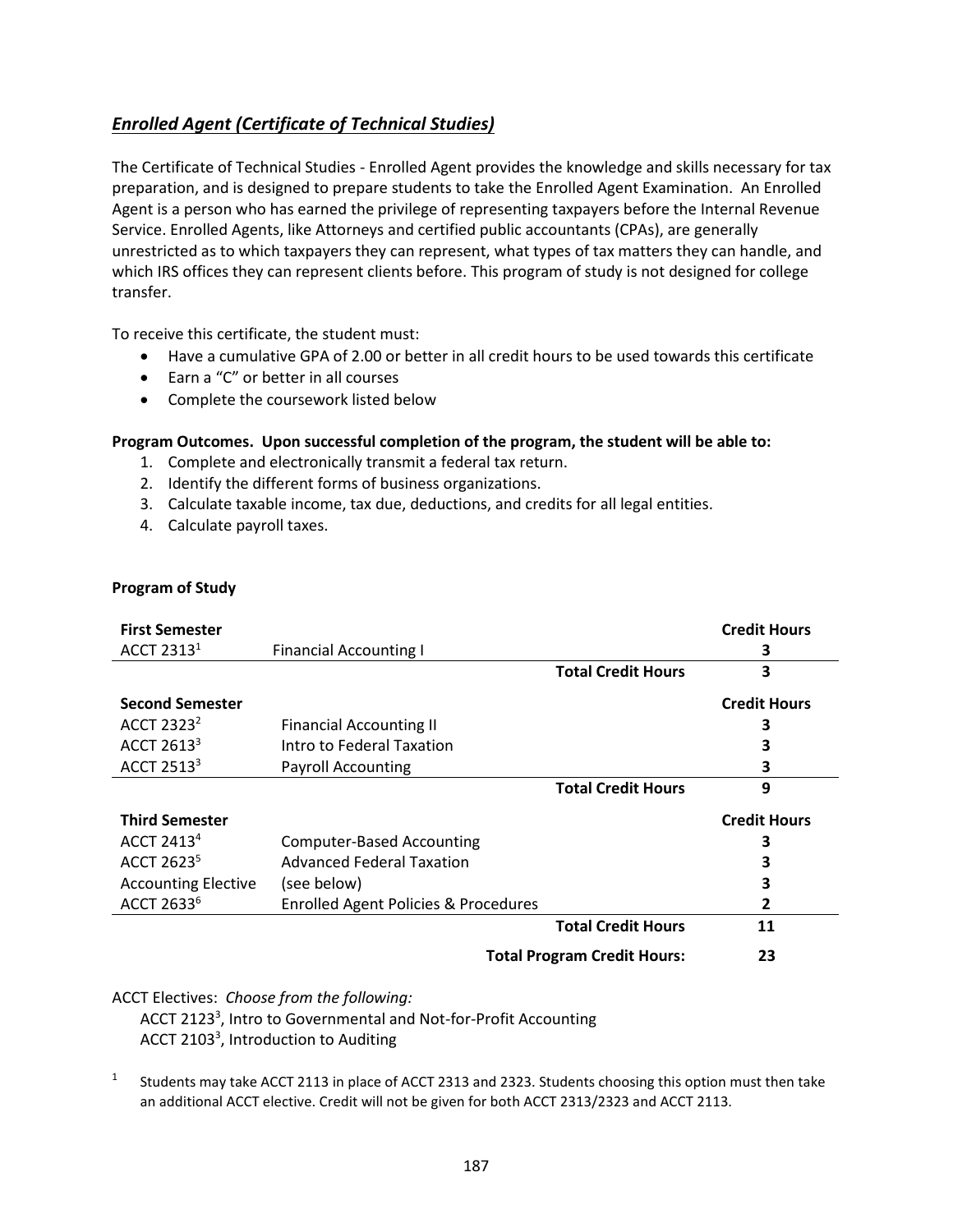## *Enrolled Agent (Certificate of Technical Studies)*

The Certificate of Technical Studies - Enrolled Agent provides the knowledge and skills necessary for tax preparation, and is designed to prepare students to take the Enrolled Agent Examination. An Enrolled Agent is a person who has earned the privilege of representing taxpayers before the Internal Revenue Service. Enrolled Agents, like Attorneys and certified public accountants (CPAs), are generally unrestricted as to which taxpayers they can represent, what types of tax matters they can handle, and which IRS offices they can represent clients before. This program of study is not designed for college transfer.

To receive this certificate, the student must:

- Have a cumulative GPA of 2.00 or better in all credit hours to be used towards this certificate
- Earn a "C" or better in all courses
- Complete the coursework listed below

**Program Outcomes. Upon successful completion of the program, the student will be able to:**

1. Complete and electronically transmit a federal tax return.
2. Identify the different forms of business organizations.
3. Calculate taxable income, tax due, deductions, and credits for all legal entities.
4. Calculate payroll taxes.

**Program of Study**

| **First Semester** | | **Credit Hours** |
|---|---|---|
| ACCT 2313[1] | Financial Accounting I | 3 |
| | **Total Credit Hours** | **3** |
| **Second Semester** | | **Credit Hours** |
| ACCT 2323[2] | Financial Accounting II | 3 |
| ACCT 2613[3] | Intro to Federal Taxation | 3 |
| ACCT 2513[3] | Payroll Accounting | 3 |
| | **Total Credit Hours** | **9** |
| **Third Semester** | | **Credit Hours** |
| ACCT 2413[4] | Computer-Based Accounting | 3 |
| ACCT 2623[5] | Advanced Federal Taxation | 3 |
| Accounting Elective | (see below) | 3 |
| ACCT 2633[6] | Enrolled Agent Policies & Procedures | 2 |
| | **Total Credit Hours** | **11** |
| | **Total Program Credit Hours:** | **23** |

ACCT Electives: *Choose from the following:*

ACCT 2123[3], Intro to Governmental and Not-for-Profit Accounting
ACCT 2103[3], Introduction to Auditing

[1] Students may take ACCT 2113 in place of ACCT 2313 and 2323. Students choosing this option must then take an additional ACCT elective. Credit will not be given for both ACCT 2313/2323 and ACCT 2113.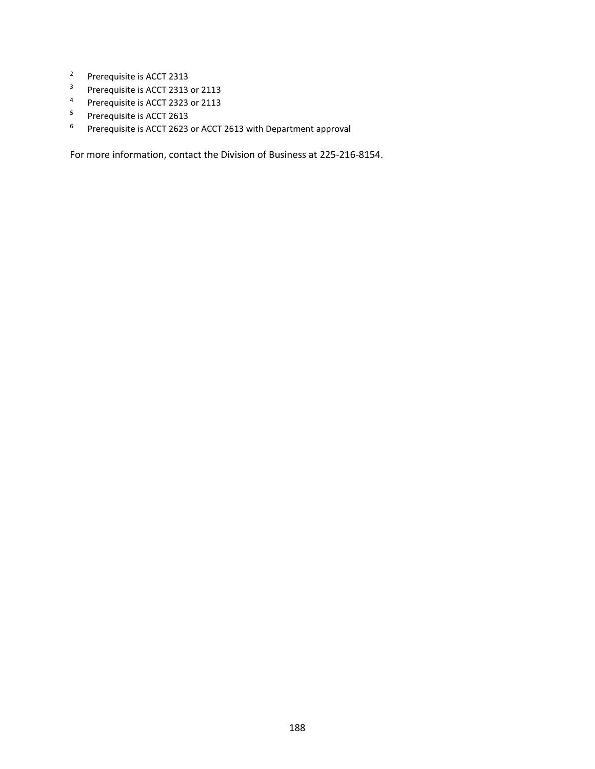[2] Prerequisite is ACCT 2313

[3] Prerequisite is ACCT 2313 or 2113

[4] Prerequisite is ACCT 2323 or 2113

[5] Prerequisite is ACCT 2613

[6] Prerequisite is ACCT 2623 or ACCT 2613 with Department approval

For more information, contact the Division of Business at 225-216-8154.